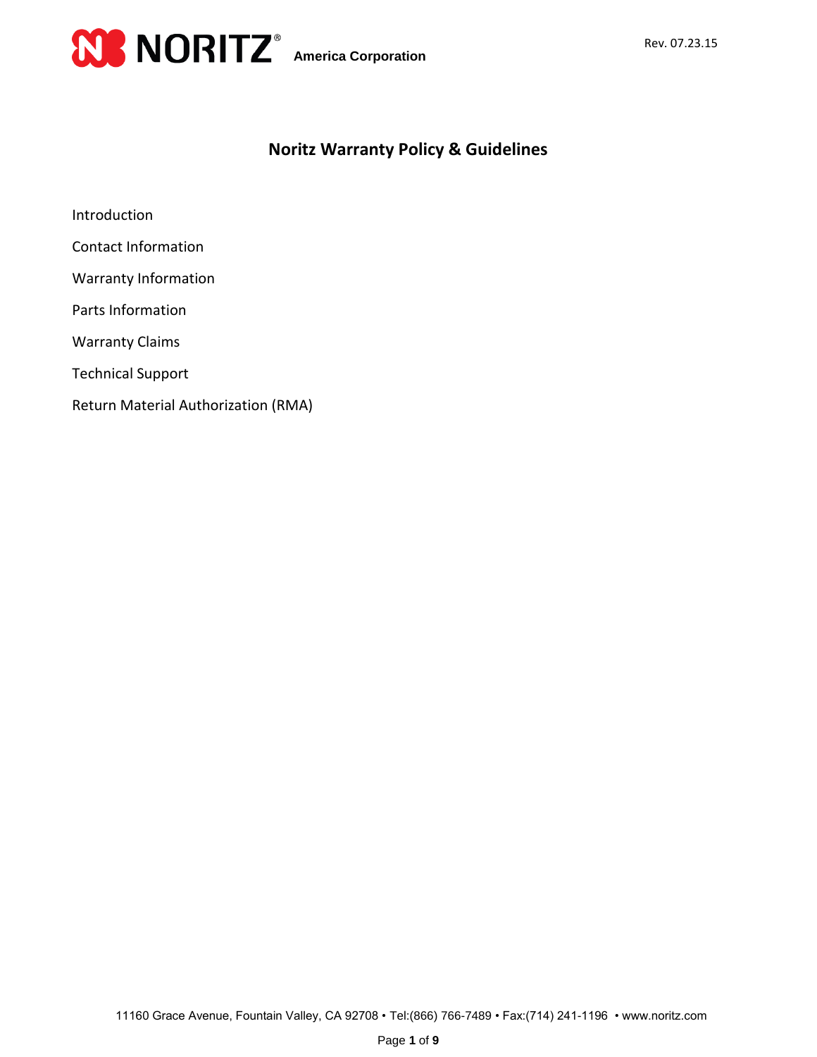NORITZ® America Corporation

Rev. 07.23.15

# Noritz Warranty Policy & Guidelines

Introduction

Contact Information

Warranty Information

Parts Information

Warranty Claims

Technical Support

Return Material Authorization (RMA)

11160 Grace Avenue, Fountain Valley, CA 92708 • Tel:(866) 766-7489 • Fax:(714) 241-1196 • www.noritz.com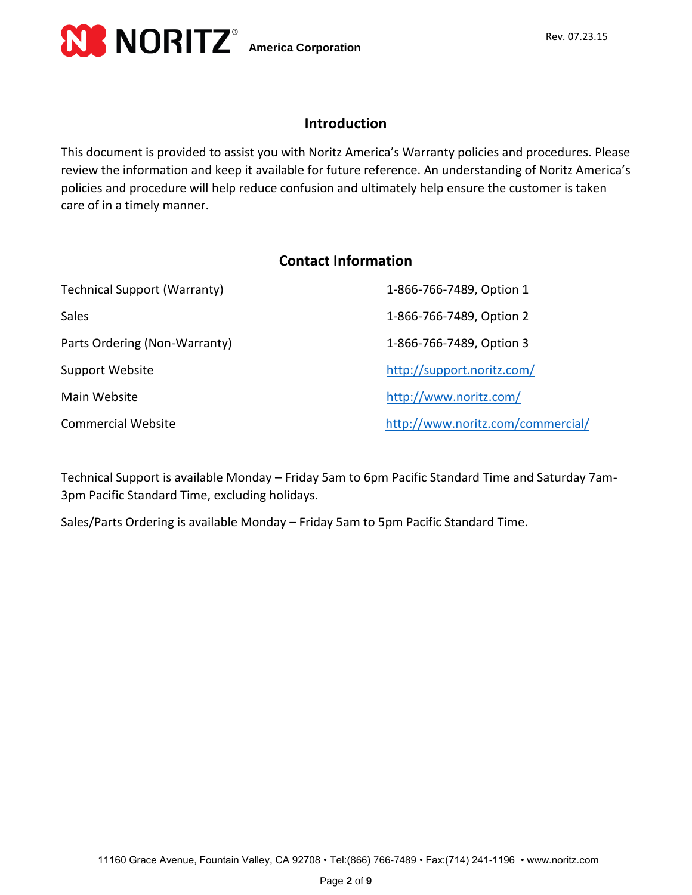## Introduction

This document is provided to assist you with Noritz America's Warranty policies and procedures. Please review the information and keep it available for future reference. An understanding of Noritz America's policies and procedure will help reduce confusion and ultimately help ensure the customer is taken care of in a timely manner.

## Contact Information

| | |
|---|---|
| Technical Support (Warranty) | 1-866-766-7489, Option 1 |
| Sales | 1-866-766-7489, Option 2 |
| Parts Ordering (Non-Warranty) | 1-866-766-7489, Option 3 |
| Support Website | http://support.noritz.com/ |
| Main Website | http://www.noritz.com/ |
| Commercial Website | http://www.noritz.com/commercial/ |

Technical Support is available Monday – Friday 5am to 6pm Pacific Standard Time and Saturday 7am-3pm Pacific Standard Time, excluding holidays.

Sales/Parts Ordering is available Monday – Friday 5am to 5pm Pacific Standard Time.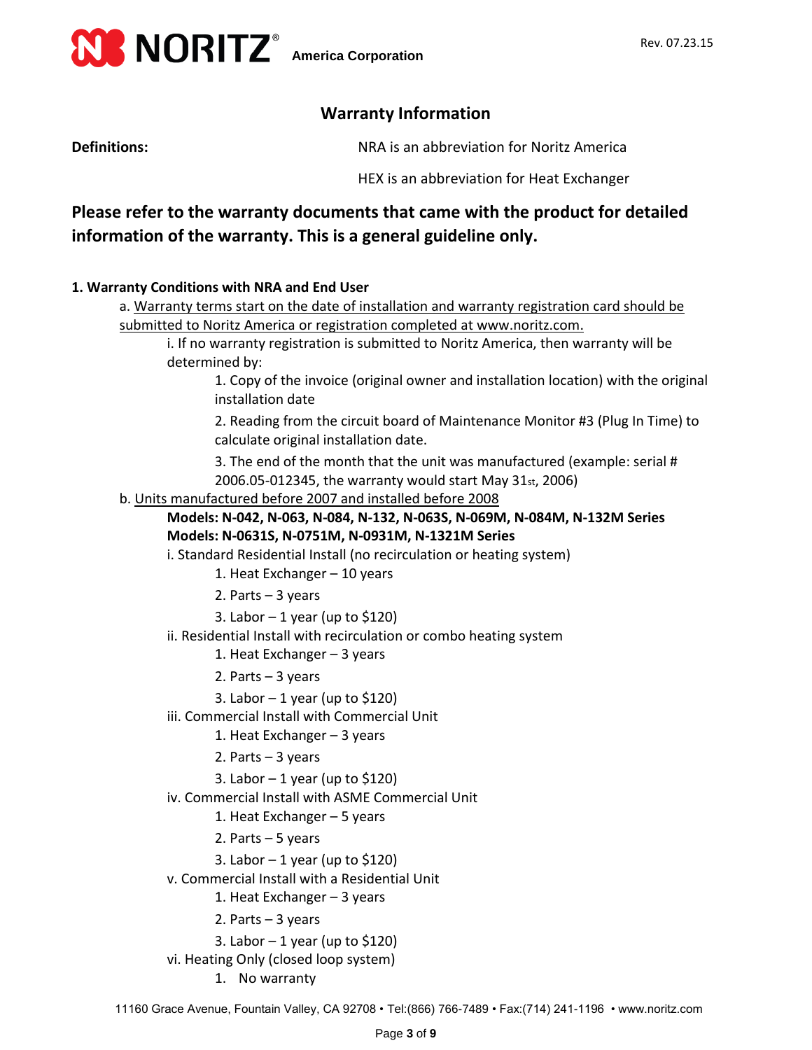## Warranty Information

**Definitions:** NRA is an abbreviation for Noritz America

HEX is an abbreviation for Heat Exchanger

**Please refer to the warranty documents that came with the product for detailed information of the warranty. This is a general guideline only.**

**1. Warranty Conditions with NRA and End User**

a. Warranty terms start on the date of installation and warranty registration card should be submitted to Noritz America or registration completed at www.noritz.com.

i. If no warranty registration is submitted to Noritz America, then warranty will be determined by:

1. Copy of the invoice (original owner and installation location) with the original installation date

2. Reading from the circuit board of Maintenance Monitor #3 (Plug In Time) to calculate original installation date.

3. The end of the month that the unit was manufactured (example: serial # 2006.05-012345, the warranty would start May 31st, 2006)

b. Units manufactured before 2007 and installed before 2008

**Models: N-042, N-063, N-084, N-132, N-063S, N-069M, N-084M, N-132M Series**
**Models: N-0631S, N-0751M, N-0931M, N-1321M Series**

i. Standard Residential Install (no recirculation or heating system)

1. Heat Exchanger – 10 years
2. Parts – 3 years
3. Labor – 1 year (up to $120)

ii. Residential Install with recirculation or combo heating system

1. Heat Exchanger – 3 years
2. Parts – 3 years
3. Labor – 1 year (up to $120)

iii. Commercial Install with Commercial Unit

1. Heat Exchanger – 3 years
2. Parts – 3 years
3. Labor – 1 year (up to $120)

iv. Commercial Install with ASME Commercial Unit

1. Heat Exchanger – 5 years
2. Parts – 5 years
3. Labor – 1 year (up to $120)

v. Commercial Install with a Residential Unit

1. Heat Exchanger – 3 years
2. Parts – 3 years
3. Labor – 1 year (up to $120)

vi. Heating Only (closed loop system)

1. No warranty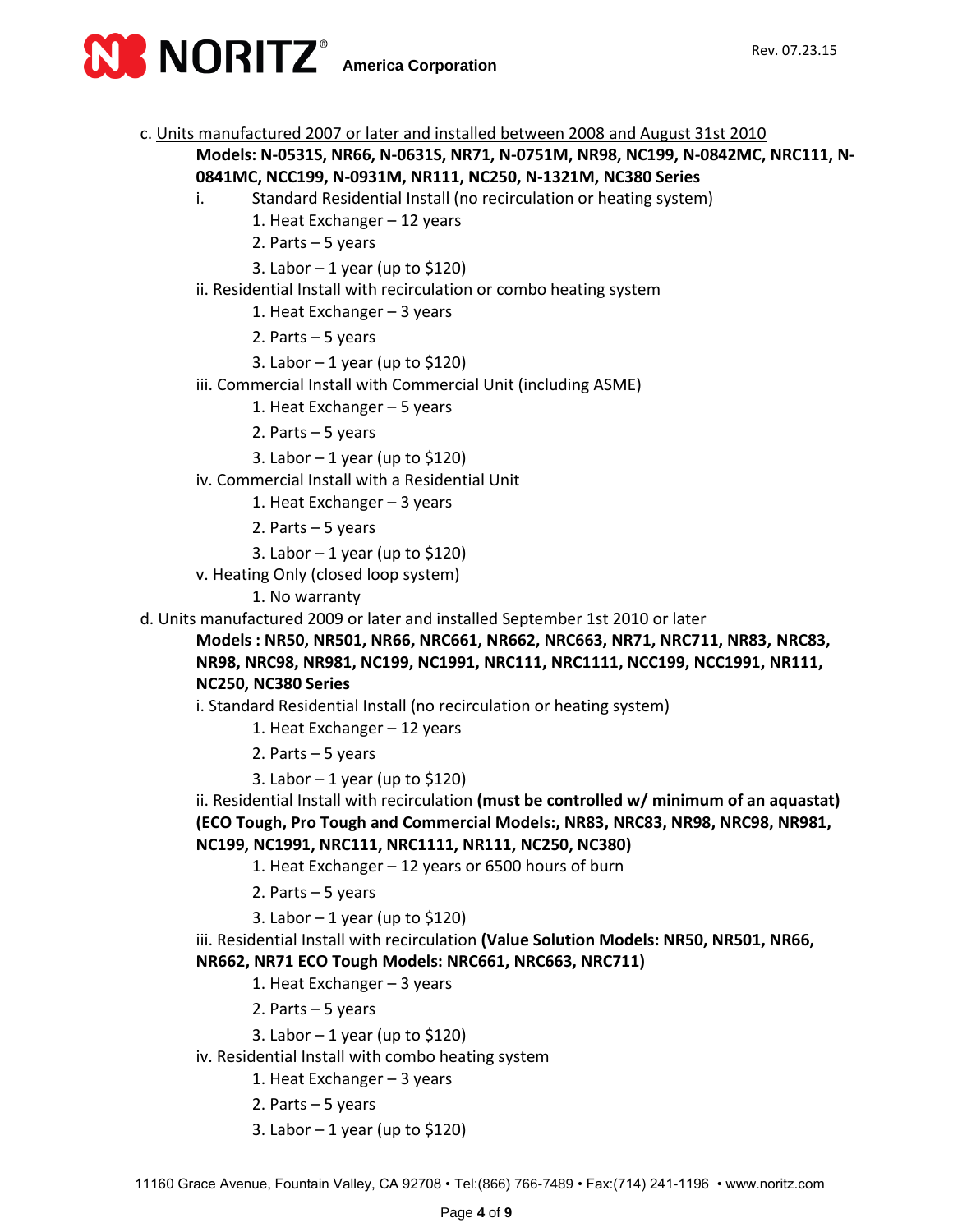c. <u>Units manufactured 2007 or later and installed between 2008 and August 31st 2010</u>

**Models: N-0531S, NR66, N-0631S, NR71, N-0751M, NR98, NC199, N-0842MC, NRC111, N-0841MC, NCC199, N-0931M, NR111, NC250, N-1321M, NC380 Series**

i. Standard Residential Install (no recirculation or heating system)
   1. Heat Exchanger – 12 years
   2. Parts – 5 years
   3. Labor – 1 year (up to $120)

ii. Residential Install with recirculation or combo heating system
   1. Heat Exchanger – 3 years
   2. Parts – 5 years
   3. Labor – 1 year (up to $120)

iii. Commercial Install with Commercial Unit (including ASME)
   1. Heat Exchanger – 5 years
   2. Parts – 5 years
   3. Labor – 1 year (up to $120)

iv. Commercial Install with a Residential Unit
   1. Heat Exchanger – 3 years
   2. Parts – 5 years
   3. Labor – 1 year (up to $120)

v. Heating Only (closed loop system)
   1. No warranty

d. <u>Units manufactured 2009 or later and installed September 1st 2010 or later</u>

**Models : NR50, NR501, NR66, NRC661, NR662, NRC663, NR71, NRC711, NR83, NRC83, NR98, NRC98, NR981, NC199, NC1991, NRC111, NRC1111, NCC199, NCC1991, NR111, NC250, NC380 Series**

i. Standard Residential Install (no recirculation or heating system)
   1. Heat Exchanger – 12 years
   2. Parts – 5 years
   3. Labor – 1 year (up to $120)

ii. Residential Install with recirculation **(must be controlled w/ minimum of an aquastat) (ECO Tough, Pro Tough and Commercial Models:, NR83, NRC83, NR98, NRC98, NR981, NC199, NC1991, NRC111, NRC1111, NR111, NC250, NC380)**
   1. Heat Exchanger – 12 years or 6500 hours of burn
   2. Parts – 5 years
   3. Labor – 1 year (up to $120)

iii. Residential Install with recirculation **(Value Solution Models: NR50, NR501, NR66, NR662, NR71 ECO Tough Models: NRC661, NRC663, NRC711)**
   1. Heat Exchanger – 3 years
   2. Parts – 5 years
   3. Labor – 1 year (up to $120)

iv. Residential Install with combo heating system
   1. Heat Exchanger – 3 years
   2. Parts – 5 years
   3. Labor – 1 year (up to $120)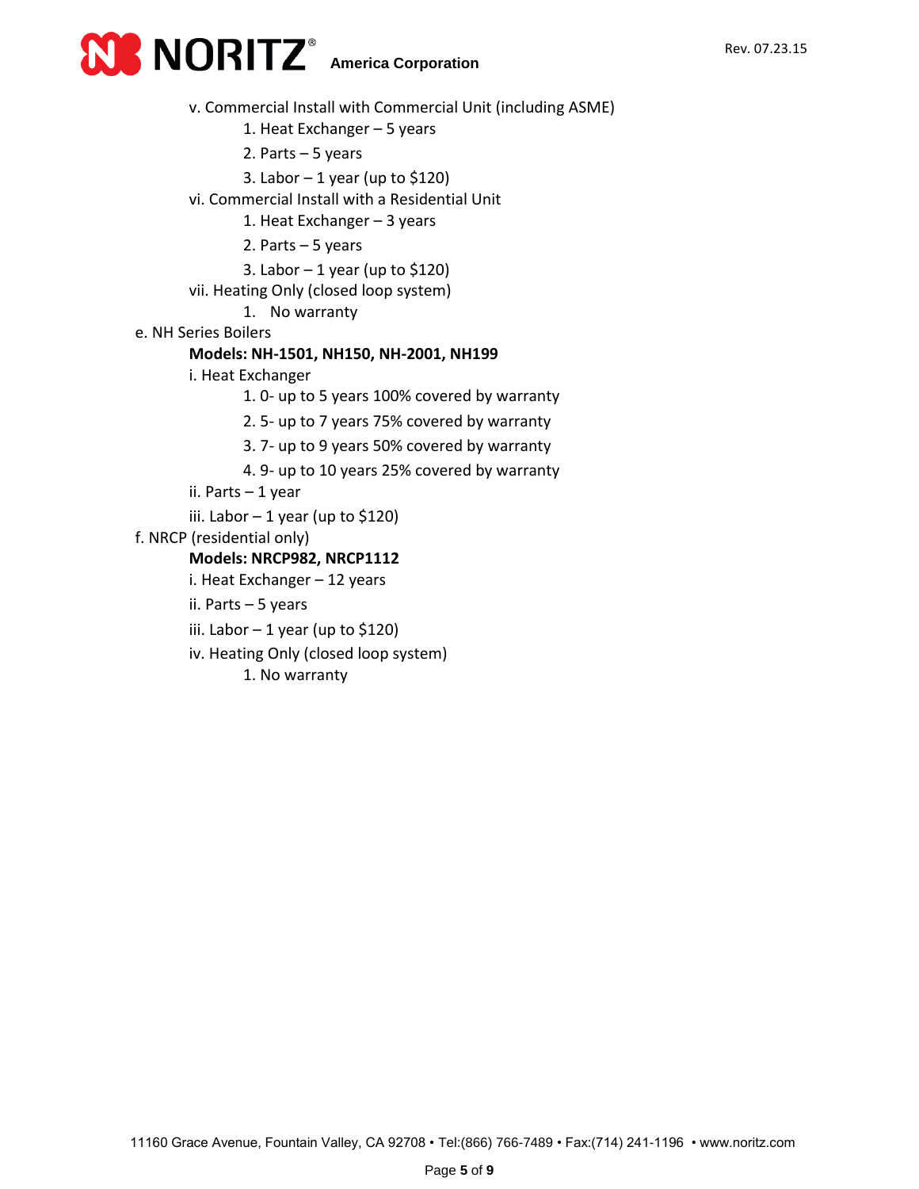v. Commercial Install with Commercial Unit (including ASME)

1. Heat Exchanger – 5 years
2. Parts – 5 years
3. Labor – 1 year (up to $120)

vi. Commercial Install with a Residential Unit

1. Heat Exchanger – 3 years
2. Parts – 5 years
3. Labor – 1 year (up to $120)

vii. Heating Only (closed loop system)

1. No warranty

e. NH Series Boilers

**Models: NH-1501, NH150, NH-2001, NH199**

i. Heat Exchanger

1. 0- up to 5 years 100% covered by warranty
2. 5- up to 7 years 75% covered by warranty
3. 7- up to 9 years 50% covered by warranty
4. 9- up to 10 years 25% covered by warranty

ii. Parts – 1 year

iii. Labor – 1 year (up to $120)

f. NRCP (residential only)

**Models: NRCP982, NRCP1112**

i. Heat Exchanger – 12 years

ii. Parts – 5 years

iii. Labor – 1 year (up to $120)

iv. Heating Only (closed loop system)

1. No warranty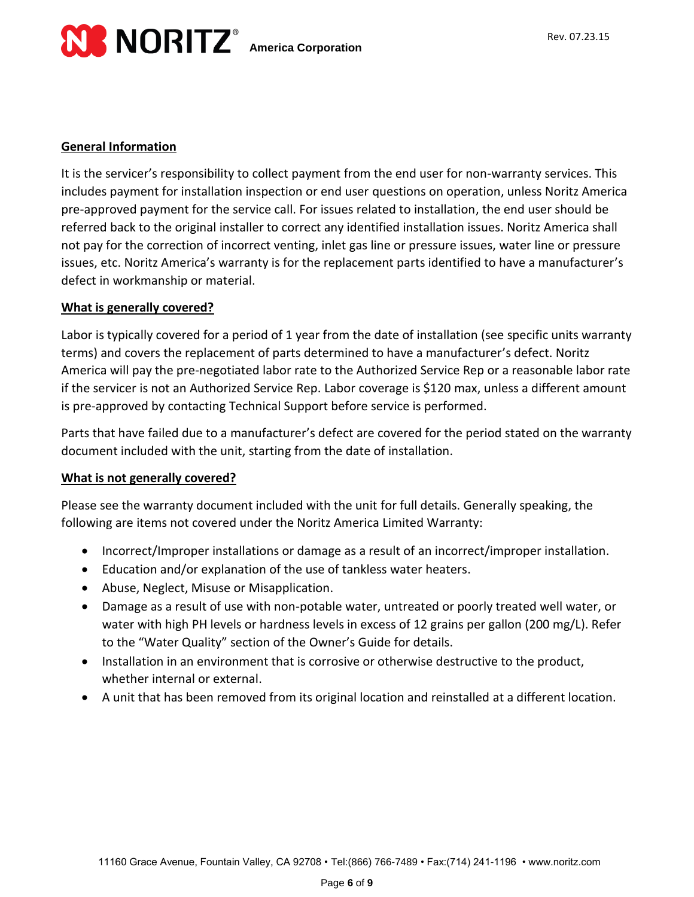## General Information

It is the servicer's responsibility to collect payment from the end user for non-warranty services. This includes payment for installation inspection or end user questions on operation, unless Noritz America pre-approved payment for the service call. For issues related to installation, the end user should be referred back to the original installer to correct any identified installation issues. Noritz America shall not pay for the correction of incorrect venting, inlet gas line or pressure issues, water line or pressure issues, etc. Noritz America's warranty is for the replacement parts identified to have a manufacturer's defect in workmanship or material.

## What is generally covered?

Labor is typically covered for a period of 1 year from the date of installation (see specific units warranty terms) and covers the replacement of parts determined to have a manufacturer's defect. Noritz America will pay the pre-negotiated labor rate to the Authorized Service Rep or a reasonable labor rate if the servicer is not an Authorized Service Rep. Labor coverage is $120 max, unless a different amount is pre-approved by contacting Technical Support before service is performed.

Parts that have failed due to a manufacturer's defect are covered for the period stated on the warranty document included with the unit, starting from the date of installation.

## What is not generally covered?

Please see the warranty document included with the unit for full details. Generally speaking, the following are items not covered under the Noritz America Limited Warranty:

- Incorrect/Improper installations or damage as a result of an incorrect/improper installation.
- Education and/or explanation of the use of tankless water heaters.
- Abuse, Neglect, Misuse or Misapplication.
- Damage as a result of use with non-potable water, untreated or poorly treated well water, or water with high PH levels or hardness levels in excess of 12 grains per gallon (200 mg/L). Refer to the "Water Quality" section of the Owner's Guide for details.
- Installation in an environment that is corrosive or otherwise destructive to the product, whether internal or external.
- A unit that has been removed from its original location and reinstalled at a different location.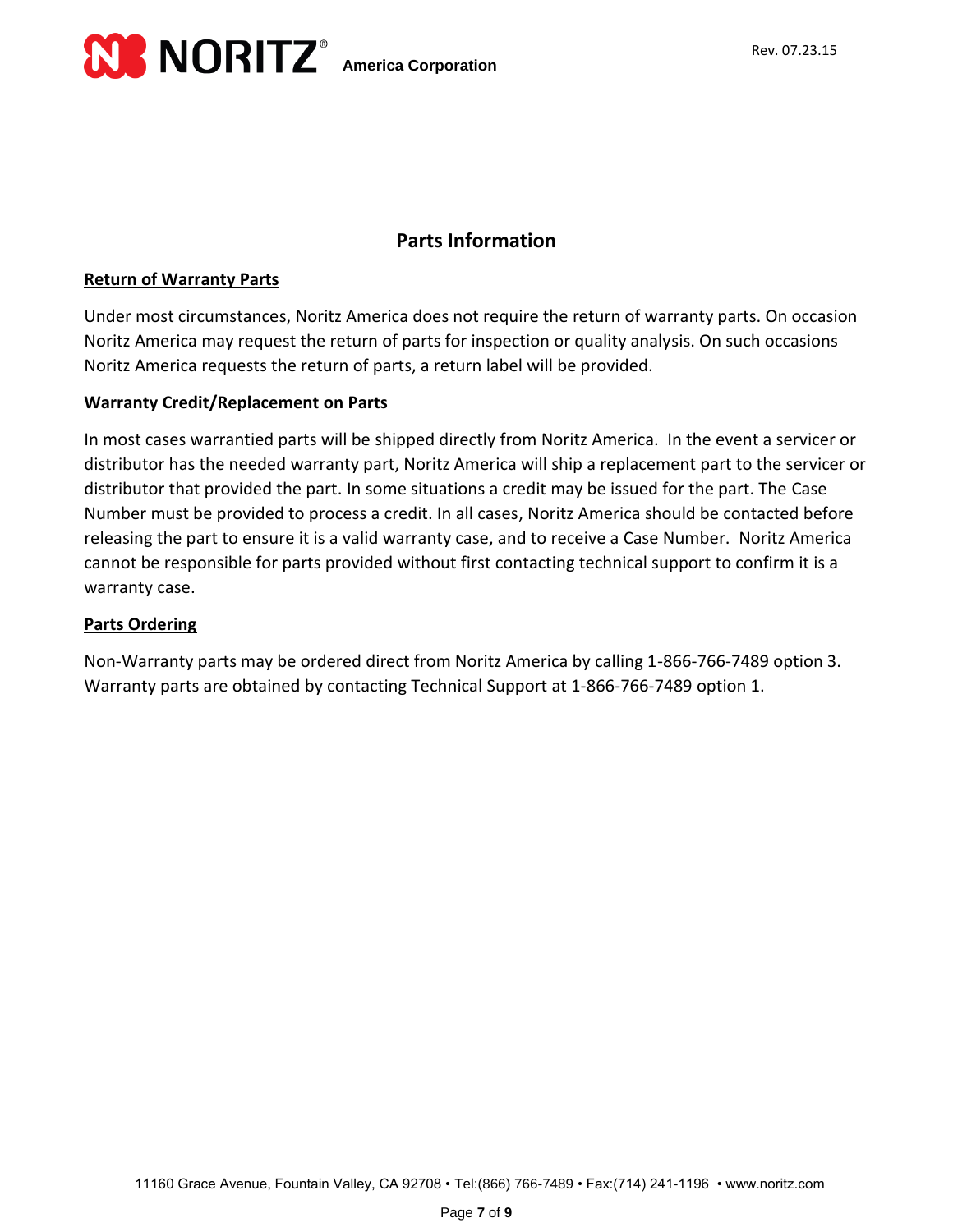## Parts Information

### Return of Warranty Parts

Under most circumstances, Noritz America does not require the return of warranty parts. On occasion Noritz America may request the return of parts for inspection or quality analysis. On such occasions Noritz America requests the return of parts, a return label will be provided.

### Warranty Credit/Replacement on Parts

In most cases warrantied parts will be shipped directly from Noritz America. In the event a servicer or distributor has the needed warranty part, Noritz America will ship a replacement part to the servicer or distributor that provided the part. In some situations a credit may be issued for the part. The Case Number must be provided to process a credit. In all cases, Noritz America should be contacted before releasing the part to ensure it is a valid warranty case, and to receive a Case Number. Noritz America cannot be responsible for parts provided without first contacting technical support to confirm it is a warranty case.

### Parts Ordering

Non-Warranty parts may be ordered direct from Noritz America by calling 1-866-766-7489 option 3. Warranty parts are obtained by contacting Technical Support at 1-866-766-7489 option 1.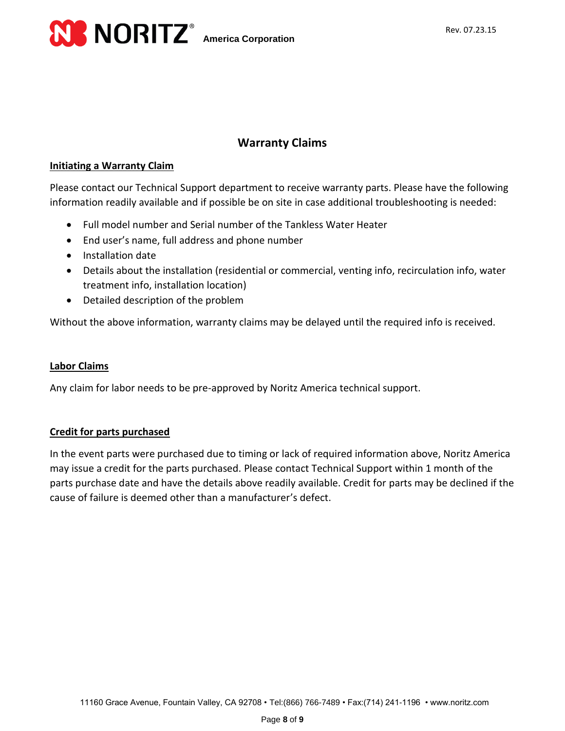# Warranty Claims

## Initiating a Warranty Claim

Please contact our Technical Support department to receive warranty parts. Please have the following information readily available and if possible be on site in case additional troubleshooting is needed:

- Full model number and Serial number of the Tankless Water Heater
- End user's name, full address and phone number
- Installation date
- Details about the installation (residential or commercial, venting info, recirculation info, water treatment info, installation location)
- Detailed description of the problem

Without the above information, warranty claims may be delayed until the required info is received.

## Labor Claims

Any claim for labor needs to be pre-approved by Noritz America technical support.

## Credit for parts purchased

In the event parts were purchased due to timing or lack of required information above, Noritz America may issue a credit for the parts purchased. Please contact Technical Support within 1 month of the parts purchase date and have the details above readily available. Credit for parts may be declined if the cause of failure is deemed other than a manufacturer's defect.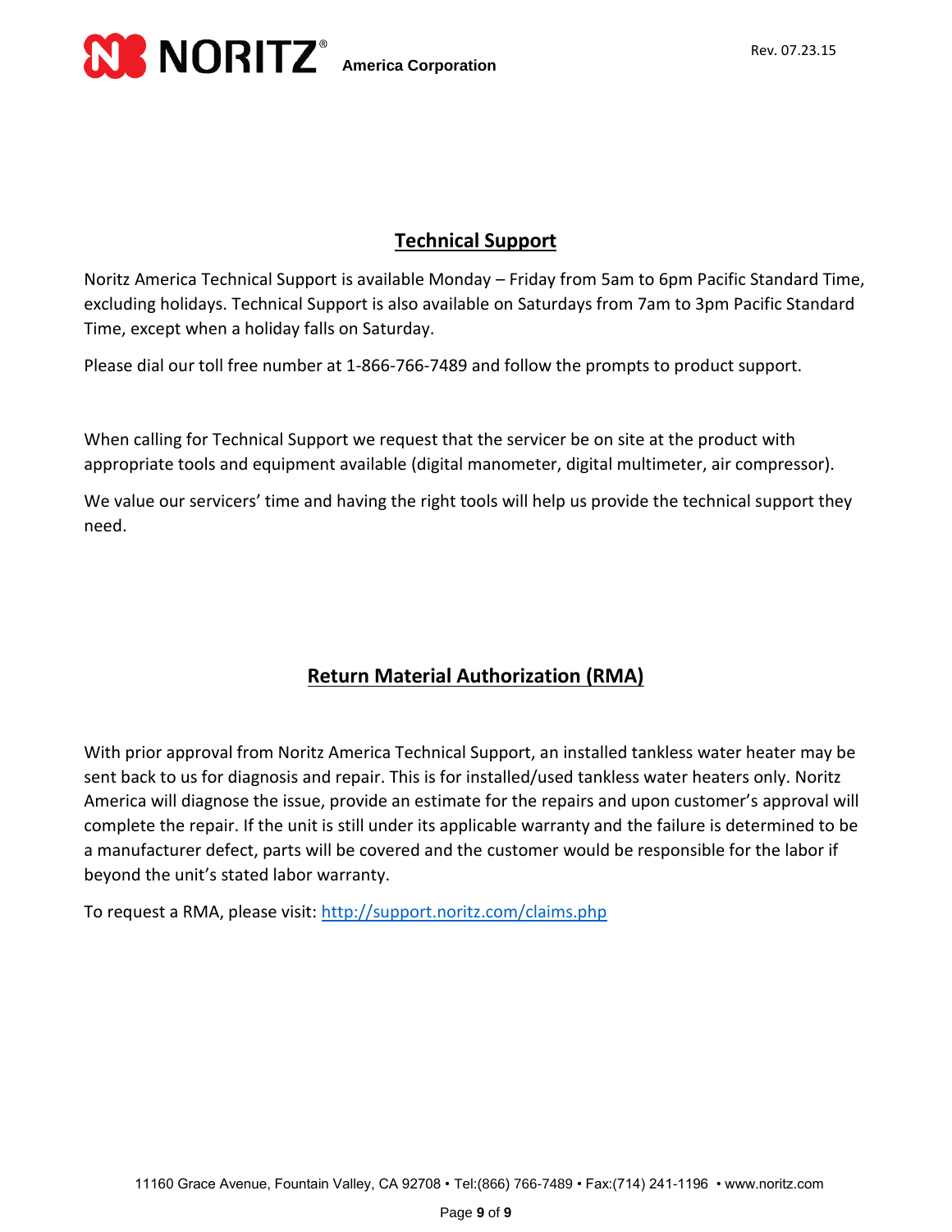## Technical Support

Noritz America Technical Support is available Monday – Friday from 5am to 6pm Pacific Standard Time, excluding holidays. Technical Support is also available on Saturdays from 7am to 3pm Pacific Standard Time, except when a holiday falls on Saturday.

Please dial our toll free number at 1-866-766-7489 and follow the prompts to product support.

When calling for Technical Support we request that the servicer be on site at the product with appropriate tools and equipment available (digital manometer, digital multimeter, air compressor).

We value our servicers' time and having the right tools will help us provide the technical support they need.

## Return Material Authorization (RMA)

With prior approval from Noritz America Technical Support, an installed tankless water heater may be sent back to us for diagnosis and repair. This is for installed/used tankless water heaters only. Noritz America will diagnose the issue, provide an estimate for the repairs and upon customer's approval will complete the repair. If the unit is still under its applicable warranty and the failure is determined to be a manufacturer defect, parts will be covered and the customer would be responsible for the labor if beyond the unit's stated labor warranty.

To request a RMA, please visit: [http://support.noritz.com/claims.php](http://support.noritz.com/claims.php)